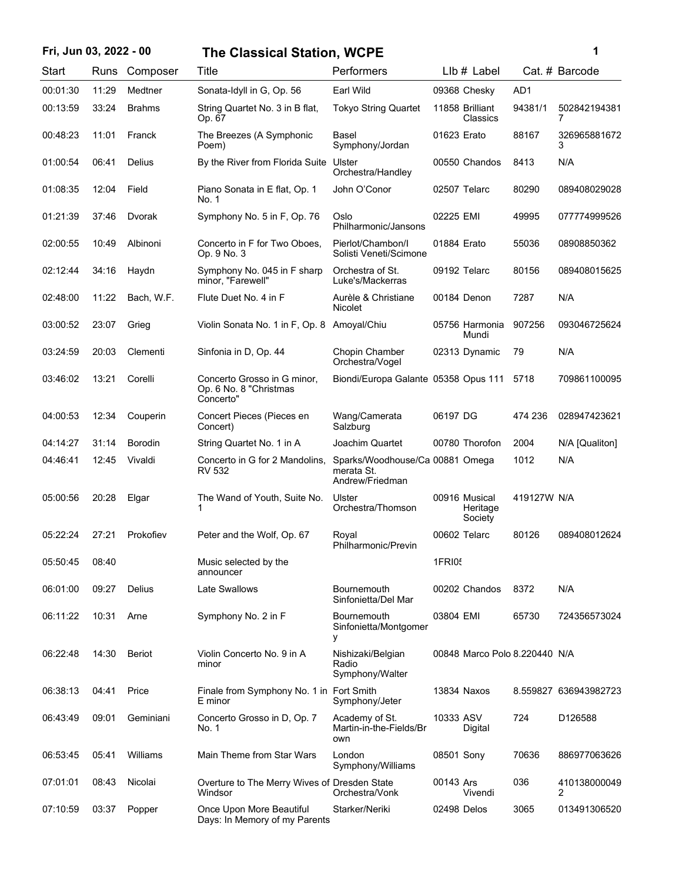# The Classical Station, WCPE

Fri, Jun 03, 2022 - 00

| Start | Runs | Composer | Title | Performers | LIb # | Label | Cat. # | Barcode |
|---|---|---|---|---|---|---|---|---|
| 00:01:30 | 11:29 | Medtner | Sonata-Idyll in G, Op. 56 | Earl Wild | 09368 | Chesky | AD1 | |
| 00:13:59 | 33:24 | Brahms | String Quartet No. 3 in B flat, Op. 67 | Tokyo String Quartet | 11858 | Brilliant Classics | 94381/1 | 5028421943817 |
| 00:48:23 | 11:01 | Franck | The Breezes (A Symphonic Poem) | Basel Symphony/Jordan | 01623 | Erato | 88167 | 3269658816723 |
| 01:00:54 | 06:41 | Delius | By the River from Florida Suite | Ulster Orchestra/Handley | 00550 | Chandos | 8413 | N/A |
| 01:08:35 | 12:04 | Field | Piano Sonata in E flat, Op. 1 No. 1 | John O'Conor | 02507 | Telarc | 80290 | 089408029028 |
| 01:21:39 | 37:46 | Dvorak | Symphony No. 5 in F, Op. 76 | Oslo Philharmonic/Jansons | 02225 | EMI | 49995 | 077774999526 |
| 02:00:55 | 10:49 | Albinoni | Concerto in F for Two Oboes, Op. 9 No. 3 | Pierlot/Chambon/I Solisti Veneti/Scimone | 01884 | Erato | 55036 | 08908850362 |
| 02:12:44 | 34:16 | Haydn | Symphony No. 045 in F sharp minor, "Farewell" | Orchestra of St. Luke's/Mackerras | 09192 | Telarc | 80156 | 089408015625 |
| 02:48:00 | 11:22 | Bach, W.F. | Flute Duet No. 4 in F | Aurèle & Christiane Nicolet | 00184 | Denon | 7287 | N/A |
| 03:00:52 | 23:07 | Grieg | Violin Sonata No. 1 in F, Op. 8 | Amoyal/Chiu | 05756 | Harmonia Mundi | 907256 | 093046725624 |
| 03:24:59 | 20:03 | Clementi | Sinfonia in D, Op. 44 | Chopin Chamber Orchestra/Vogel | 02313 | Dynamic | 79 | N/A |
| 03:46:02 | 13:21 | Corelli | Concerto Grosso in G minor, Op. 6 No. 8 "Christmas Concerto" | Biondi/Europa Galante | 05358 | Opus 111 | 5718 | 709861100095 |
| 04:00:53 | 12:34 | Couperin | Concert Pieces (Pieces en Concert) | Wang/Camerata Salzburg | 06197 | DG | 474 236 | 028947423621 |
| 04:14:27 | 31:14 | Borodin | String Quartet No. 1 in A | Joachim Quartet | 00780 | Thorofon | 2004 | N/A [Qualiton] |
| 04:46:41 | 12:45 | Vivaldi | Concerto in G for 2 Mandolins, RV 532 | Sparks/Woodhouse/Camerata St. Andrew/Friedman | 00881 | Omega | 1012 | N/A |
| 05:00:56 | 20:28 | Elgar | The Wand of Youth, Suite No. 1 | Ulster Orchestra/Thomson | 00916 | Musical Heritage Society | 419127W | N/A |
| 05:22:24 | 27:21 | Prokofiev | Peter and the Wolf, Op. 67 | Royal Philharmonic/Previn | 00602 | Telarc | 80126 | 089408012624 |
| 05:50:45 | 08:40 | | Music selected by the announcer | | 1FRI05 | | | |
| 06:01:00 | 09:27 | Delius | Late Swallows | Bournemouth Sinfonietta/Del Mar | 00202 | Chandos | 8372 | N/A |
| 06:11:22 | 10:31 | Arne | Symphony No. 2 in F | Bournemouth Sinfonietta/Montgomery | 03804 | EMI | 65730 | 724356573024 |
| 06:22:48 | 14:30 | Beriot | Violin Concerto No. 9 in A minor | Nishizaki/Belgian Radio Symphony/Walter | 00848 | Marco Polo | 8.220440 | N/A |
| 06:38:13 | 04:41 | Price | Finale from Symphony No. 1 in E minor | Fort Smith Symphony/Jeter | 13834 | Naxos | 8.559827 | 636943982723 |
| 06:43:49 | 09:01 | Geminiani | Concerto Grosso in D, Op. 7 No. 1 | Academy of St. Martin-in-the-Fields/Brown | 10333 | ASV Digital | 724 | D126588 |
| 06:53:45 | 05:41 | Williams | Main Theme from Star Wars | London Symphony/Williams | 08501 | Sony | 70636 | 886977063626 |
| 07:01:01 | 08:43 | Nicolai | Overture to The Merry Wives of Windsor | Dresden State Orchestra/Vonk | 00143 | Ars Vivendi | 036 | 4101380000492 |
| 07:10:59 | 03:37 | Popper | Once Upon More Beautiful Days: In Memory of my Parents | Starker/Neriki | 02498 | Delos | 3065 | 013491306520 |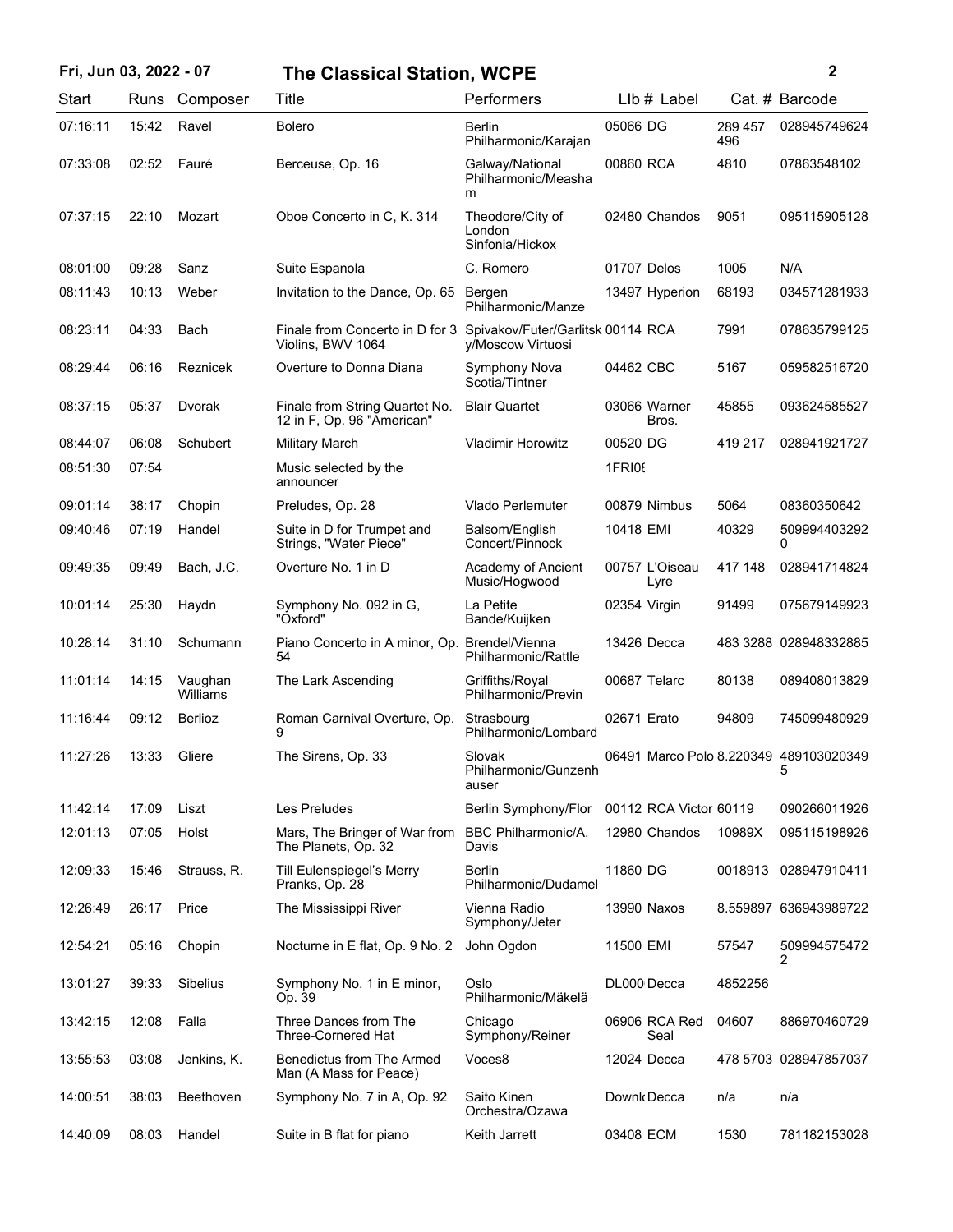| Start | Runs | Composer | Title | Performers | Llb # | Label | Cat. # | Barcode |
|---|---|---|---|---|---|---|---|---|
| 07:16:11 | 15:42 | Ravel | Bolero | Berlin Philharmonic/Karajan | 05066 | DG | 289 457 496 | 028945749624 |
| 07:33:08 | 02:52 | Fauré | Berceuse, Op. 16 | Galway/National Philharmonic/Measham | 00860 | RCA | 4810 | 07863548102 |
| 07:37:15 | 22:10 | Mozart | Oboe Concerto in C, K. 314 | Theodore/City of London Sinfonia/Hickox | 02480 | Chandos | 9051 | 095115905128 |
| 08:01:00 | 09:28 | Sanz | Suite Espanola | C. Romero | 01707 | Delos | 1005 | N/A |
| 08:11:43 | 10:13 | Weber | Invitation to the Dance, Op. 65 | Bergen Philharmonic/Manze | 13497 | Hyperion | 68193 | 034571281933 |
| 08:23:11 | 04:33 | Bach | Finale from Concerto in D for 3 Violins, BWV 1064 | Spivakov/Futer/Garlitsky/Moscow Virtuosi | 00114 | RCA | 7991 | 078635799125 |
| 08:29:44 | 06:16 | Reznicek | Overture to Donna Diana | Symphony Nova Scotia/Tintner | 04462 | CBC | 5167 | 059582516720 |
| 08:37:15 | 05:37 | Dvorak | Finale from String Quartet No. 12 in F, Op. 96 "American" | Blair Quartet | 03066 | Warner Bros. | 45855 | 093624585527 |
| 08:44:07 | 06:08 | Schubert | Military March | Vladimir Horowitz | 00520 | DG | 419 217 | 028941921727 |
| 08:51:30 | 07:54 | | Music selected by the announcer | | 1FRI08 | | | |
| 09:01:14 | 38:17 | Chopin | Preludes, Op. 28 | Vlado Perlemuter | 00879 | Nimbus | 5064 | 08360350642 |
| 09:40:46 | 07:19 | Handel | Suite in D for Trumpet and Strings, "Water Piece" | Balsom/English Concert/Pinnock | 10418 | EMI | 40329 | 5099944032920 |
| 09:49:35 | 09:49 | Bach, J.C. | Overture No. 1 in D | Academy of Ancient Music/Hogwood | 00757 | L'Oiseau Lyre | 417 148 | 028941714824 |
| 10:01:14 | 25:30 | Haydn | Symphony No. 092 in G, "Oxford" | La Petite Bande/Kuijken | 02354 | Virgin | 91499 | 075679149923 |
| 10:28:14 | 31:10 | Schumann | Piano Concerto in A minor, Op. 54 | Brendel/Vienna Philharmonic/Rattle | 13426 | Decca | 483 3288 | 028948332885 |
| 11:01:14 | 14:15 | Vaughan Williams | The Lark Ascending | Griffiths/Royal Philharmonic/Previn | 00687 | Telarc | 80138 | 089408013829 |
| 11:16:44 | 09:12 | Berlioz | Roman Carnival Overture, Op. 9 | Strasbourg Philharmonic/Lombard | 02671 | Erato | 94809 | 745099480929 |
| 11:27:26 | 13:33 | Gliere | The Sirens, Op. 33 | Slovak Philharmonic/Gunzenhauser | 06491 | Marco Polo | 8.220349 | 4891030203495 |
| 11:42:14 | 17:09 | Liszt | Les Preludes | Berlin Symphony/Flor | 00112 | RCA Victor | 60119 | 090266011926 |
| 12:01:13 | 07:05 | Holst | Mars, The Bringer of War from The Planets, Op. 32 | BBC Philharmonic/A. Davis | 12980 | Chandos | 10989X | 095115198926 |
| 12:09:33 | 15:46 | Strauss, R. | Till Eulenspiegel's Merry Pranks, Op. 28 | Berlin Philharmonic/Dudamel | 11860 | DG | 0018913 | 028947910411 |
| 12:26:49 | 26:17 | Price | The Mississippi River | Vienna Radio Symphony/Jeter | 13990 | Naxos | 8.559897 | 636943989722 |
| 12:54:21 | 05:16 | Chopin | Nocturne in E flat, Op. 9 No. 2 | John Ogdon | 11500 | EMI | 57547 | 5099945754722 |
| 13:01:27 | 39:33 | Sibelius | Symphony No. 1 in E minor, Op. 39 | Oslo Philharmonic/Mäkelä | DL000 | Decca | 4852256 | |
| 13:42:15 | 12:08 | Falla | Three Dances from The Three-Cornered Hat | Chicago Symphony/Reiner | 06906 | RCA Red Seal | 04607 | 886970460729 |
| 13:55:53 | 03:08 | Jenkins, K. | Benedictus from The Armed Man (A Mass for Peace) | Voces8 | 12024 | Decca | 478 5703 | 028947857037 |
| 14:00:51 | 38:03 | Beethoven | Symphony No. 7 in A, Op. 92 | Saito Kinen Orchestra/Ozawa | Downl | Decca | n/a | n/a |
| 14:40:09 | 08:03 | Handel | Suite in B flat for piano | Keith Jarrett | 03408 | ECM | 1530 | 781182153028 |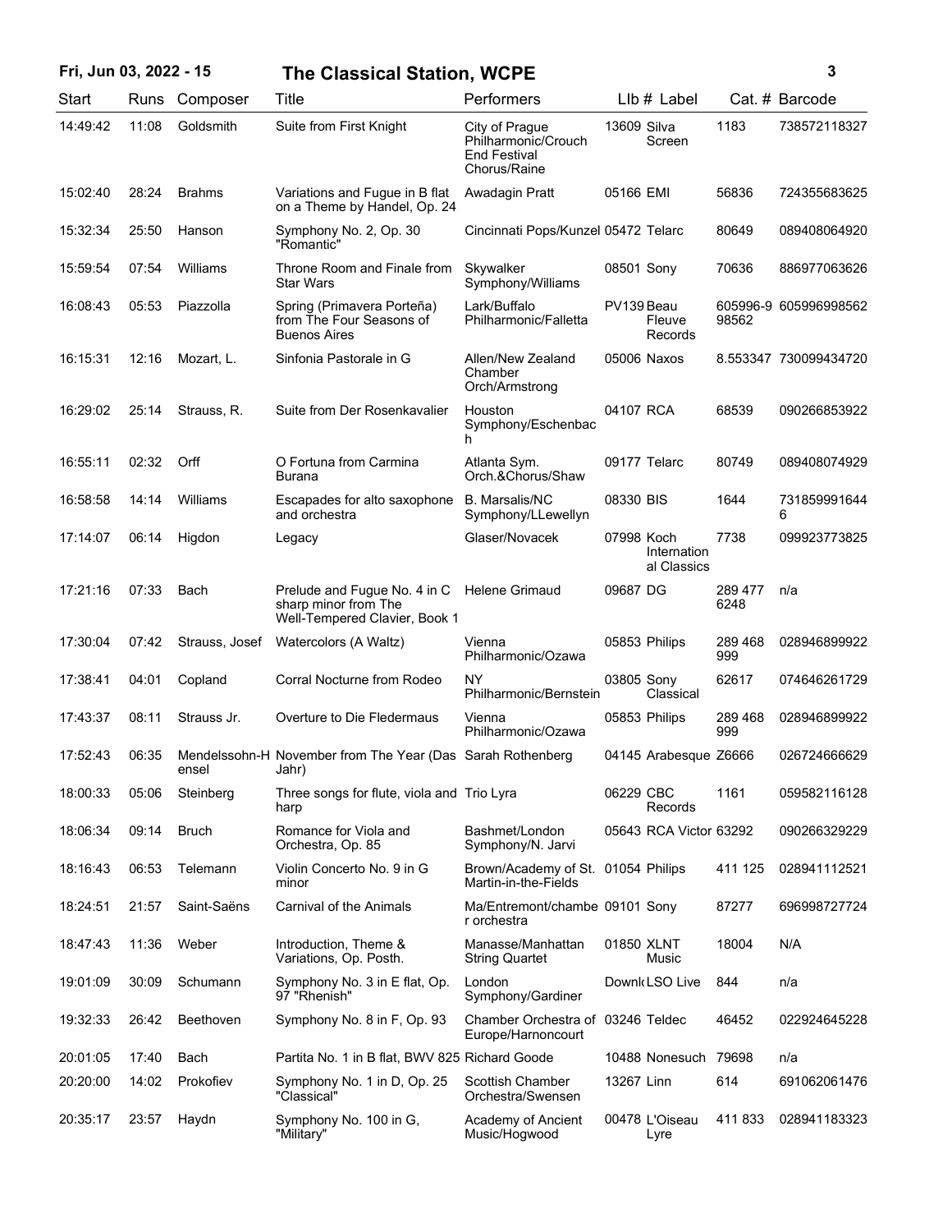| Start | Runs | Composer | Title | Performers | Llb # | Label | Cat. # | Barcode |
|---|---|---|---|---|---|---|---|---|
| 14:49:42 | 11:08 | Goldsmith | Suite from First Knight | City of Prague Philharmonic/Crouch End Festival Chorus/Raine | 13609 | Silva Screen | 1183 | 738572118327 |
| 15:02:40 | 28:24 | Brahms | Variations and Fugue in B flat on a Theme by Handel, Op. 24 | Awadagin Pratt | 05166 | EMI | 56836 | 724355683625 |
| 15:32:34 | 25:50 | Hanson | Symphony No. 2, Op. 30 "Romantic" | Cincinnati Pops/Kunzel | 05472 | Telarc | 80649 | 089408064920 |
| 15:59:54 | 07:54 | Williams | Throne Room and Finale from Star Wars | Skywalker Symphony/Williams | 08501 | Sony | 70636 | 886977063626 |
| 16:08:43 | 05:53 | Piazzolla | Spring (Primavera Porteña) from The Four Seasons of Buenos Aires | Lark/Buffalo Philharmonic/Falletta | PV139 | Beau Fleuve Records | 605996-998562 | 605996998562 |
| 16:15:31 | 12:16 | Mozart, L. | Sinfonia Pastorale in G | Allen/New Zealand Chamber Orch/Armstrong | 05006 | Naxos | 8.553347 | 730099434720 |
| 16:29:02 | 25:14 | Strauss, R. | Suite from Der Rosenkavalier | Houston Symphony/Eschenbach | 04107 | RCA | 68539 | 090266853922 |
| 16:55:11 | 02:32 | Orff | O Fortuna from Carmina Burana | Atlanta Sym. Orch.&Chorus/Shaw | 09177 | Telarc | 80749 | 089408074929 |
| 16:58:58 | 14:14 | Williams | Escapades for alto saxophone and orchestra | B. Marsalis/NC Symphony/LLewellyn | 08330 | BIS | 1644 | 7318599916446 |
| 17:14:07 | 06:14 | Higdon | Legacy | Glaser/Novacek | 07998 | Koch International Classics | 7738 | 099923773825 |
| 17:21:16 | 07:33 | Bach | Prelude and Fugue No. 4 in C sharp minor from The Well-Tempered Clavier, Book 1 | Helene Grimaud | 09687 | DG | 289 477 6248 | n/a |
| 17:30:04 | 07:42 | Strauss, Josef | Watercolors (A Waltz) | Vienna Philharmonic/Ozawa | 05853 | Philips | 289 468 999 | 028946899922 |
| 17:38:41 | 04:01 | Copland | Corral Nocturne from Rodeo | NY Philharmonic/Bernstein | 03805 | Sony Classical | 62617 | 074646261729 |
| 17:43:37 | 08:11 | Strauss Jr. | Overture to Die Fledermaus | Vienna Philharmonic/Ozawa | 05853 | Philips | 289 468 999 | 028946899922 |
| 17:52:43 | 06:35 | Mendelssohn-Hensel | November from The Year (Das Jahr) | Sarah Rothenberg | 04145 | Arabesque | Z6666 | 026724666629 |
| 18:00:33 | 05:06 | Steinberg | Three songs for flute, viola and harp | Trio Lyra | 06229 | CBC Records | 1161 | 059582116128 |
| 18:06:34 | 09:14 | Bruch | Romance for Viola and Orchestra, Op. 85 | Bashmet/London Symphony/N. Jarvi | 05643 | RCA Victor | 63292 | 090266329229 |
| 18:16:43 | 06:53 | Telemann | Violin Concerto No. 9 in G minor | Brown/Academy of St. Martin-in-the-Fields | 01054 | Philips | 411 125 | 028941112521 |
| 18:24:51 | 21:57 | Saint-Saëns | Carnival of the Animals | Ma/Entremont/chamber orchestra | 09101 | Sony | 87277 | 696998727724 |
| 18:47:43 | 11:36 | Weber | Introduction, Theme & Variations, Op. Posth. | Manasse/Manhattan String Quartet | 01850 | XLNT Music | 18004 | N/A |
| 19:01:09 | 30:09 | Schumann | Symphony No. 3 in E flat, Op. 97 "Rhenish" | London Symphony/Gardiner | Downl | LSO Live | 844 | n/a |
| 19:32:33 | 26:42 | Beethoven | Symphony No. 8 in F, Op. 93 | Chamber Orchestra of Europe/Harnoncourt | 03246 | Teldec | 46452 | 022924645228 |
| 20:01:05 | 17:40 | Bach | Partita No. 1 in B flat, BWV 825 | Richard Goode | 10488 | Nonesuch | 79698 | n/a |
| 20:20:00 | 14:02 | Prokofiev | Symphony No. 1 in D, Op. 25 "Classical" | Scottish Chamber Orchestra/Swensen | 13267 | Linn | 614 | 691062061476 |
| 20:35:17 | 23:57 | Haydn | Symphony No. 100 in G, "Military" | Academy of Ancient Music/Hogwood | 00478 | L'Oiseau Lyre | 411 833 | 028941183323 |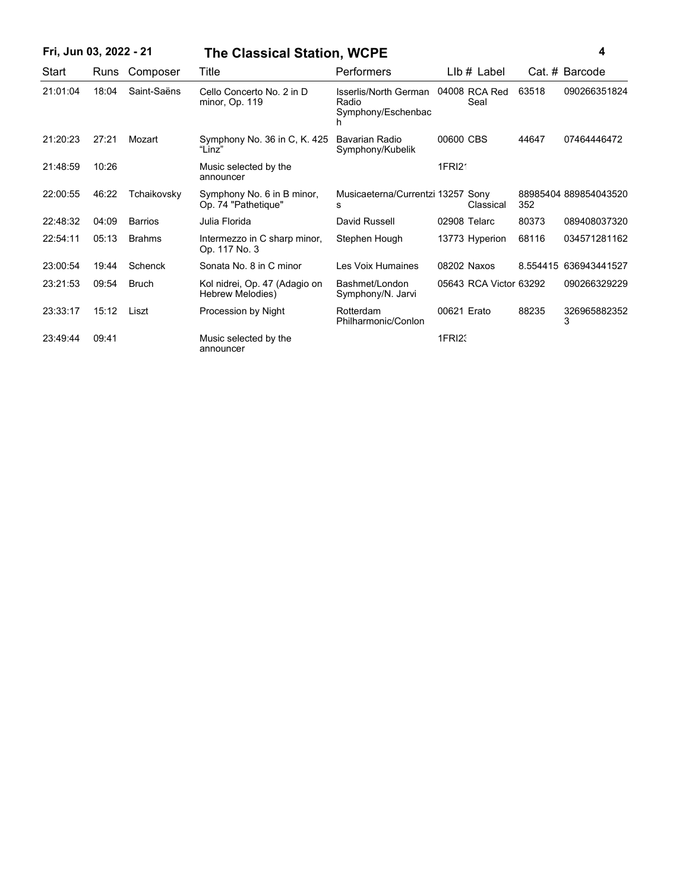# Fri, Jun 03, 2022 - 21 — The Classical Station, WCPE

| Start | Runs | Composer | Title | Performers | LIb # | Label | Cat. # | Barcode |
|---|---|---|---|---|---|---|---|---|
| 21:01:04 | 18:04 | Saint-Saëns | Cello Concerto No. 2 in D minor, Op. 119 | Isserlis/North German Radio Symphony/Eschenbach | 04008 | RCA Red Seal | 63518 | 090266351824 |
| 21:20:23 | 27:21 | Mozart | Symphony No. 36 in C, K. 425 "Linz" | Bavarian Radio Symphony/Kubelik | 00600 | CBS | 44647 | 07464446472 |
| 21:48:59 | 10:26 | | Music selected by the announcer | | 1FRI21 | | | |
| 22:00:55 | 46:22 | Tchaikovsky | Symphony No. 6 in B minor, Op. 74 "Pathetique" | Musicaeterna/Currentzis | 13257 | Sony Classical | 88985404352 | 889854043520 |
| 22:48:32 | 04:09 | Barrios | Julia Florida | David Russell | 02908 | Telarc | 80373 | 089408037320 |
| 22:54:11 | 05:13 | Brahms | Intermezzo in C sharp minor, Op. 117 No. 3 | Stephen Hough | 13773 | Hyperion | 68116 | 034571281162 |
| 23:00:54 | 19:44 | Schenck | Sonata No. 8 in C minor | Les Voix Humaines | 08202 | Naxos | 8.554415 | 636943441527 |
| 23:21:53 | 09:54 | Bruch | Kol nidrei, Op. 47 (Adagio on Hebrew Melodies) | Bashmet/London Symphony/N. Jarvi | 05643 | RCA Victor | 63292 | 090266329229 |
| 23:33:17 | 15:12 | Liszt | Procession by Night | Rotterdam Philharmonic/Conlon | 00621 | Erato | 88235 | 3269658823523 |
| 23:49:44 | 09:41 | | Music selected by the announcer | | 1FRI23 | | | |